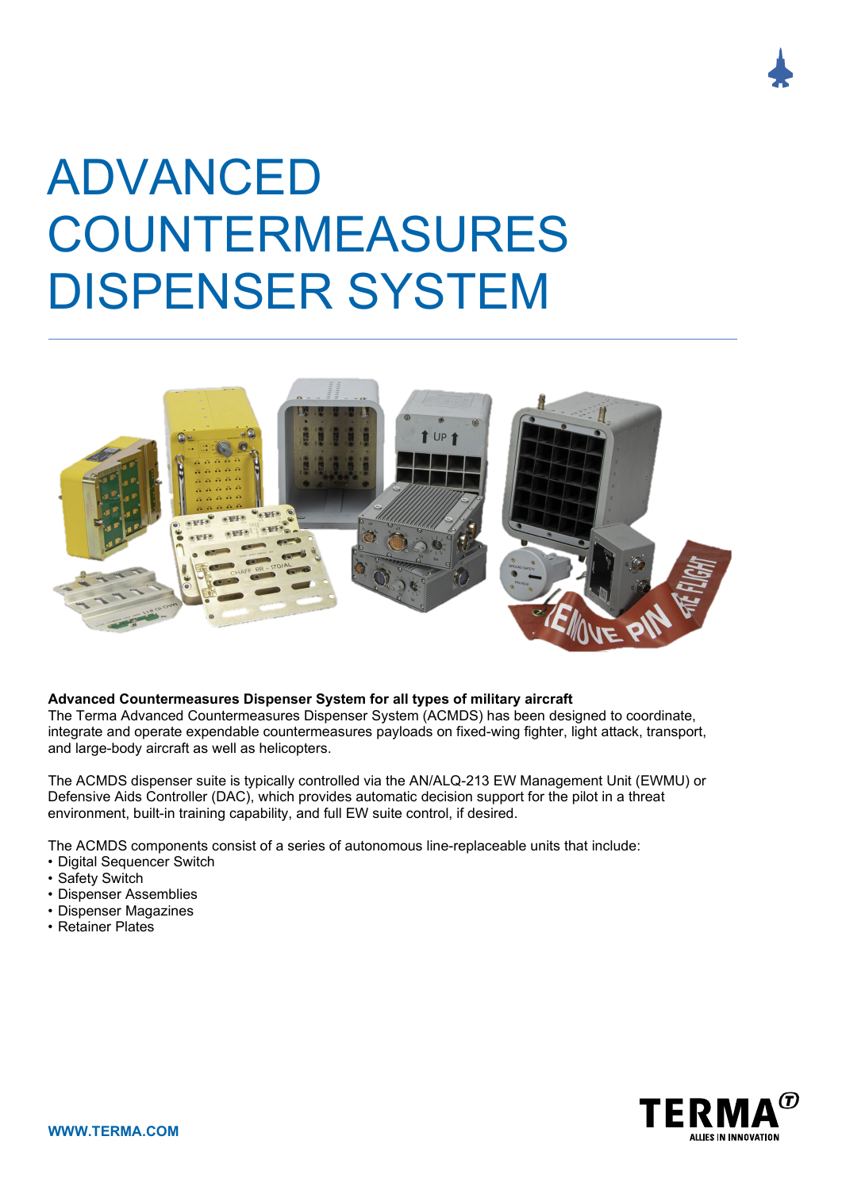# ADVANCED COUNTERMEASURES DISPENSER SYSTEM

**Advanced Countermeasures Dispenser System for all types of military aircraft**

The Terma Advanced Countermeasures Dispenser System (ACMDS) has been designed to coordinate, integrate and operate expendable countermeasures payloads on fixed-wing fighter, light attack, transport, and large-body aircraft as well as helicopters.

The ACMDS dispenser suite is typically controlled via the AN/ALQ-213 EW Management Unit (EWMU) or Defensive Aids Controller (DAC), which provides automatic decision support for the pilot in a threat environment, built-in training capability, and full EW suite control, if desired.

The ACMDS components consist of a series of autonomous line-replaceable units that include:

- Digital Sequencer Switch
- Safety Switch
- Dispenser Assemblies
- Dispenser Magazines
- Retainer Plates

WWW.TERMA.COM

TERMA
ALLIES IN INNOVATION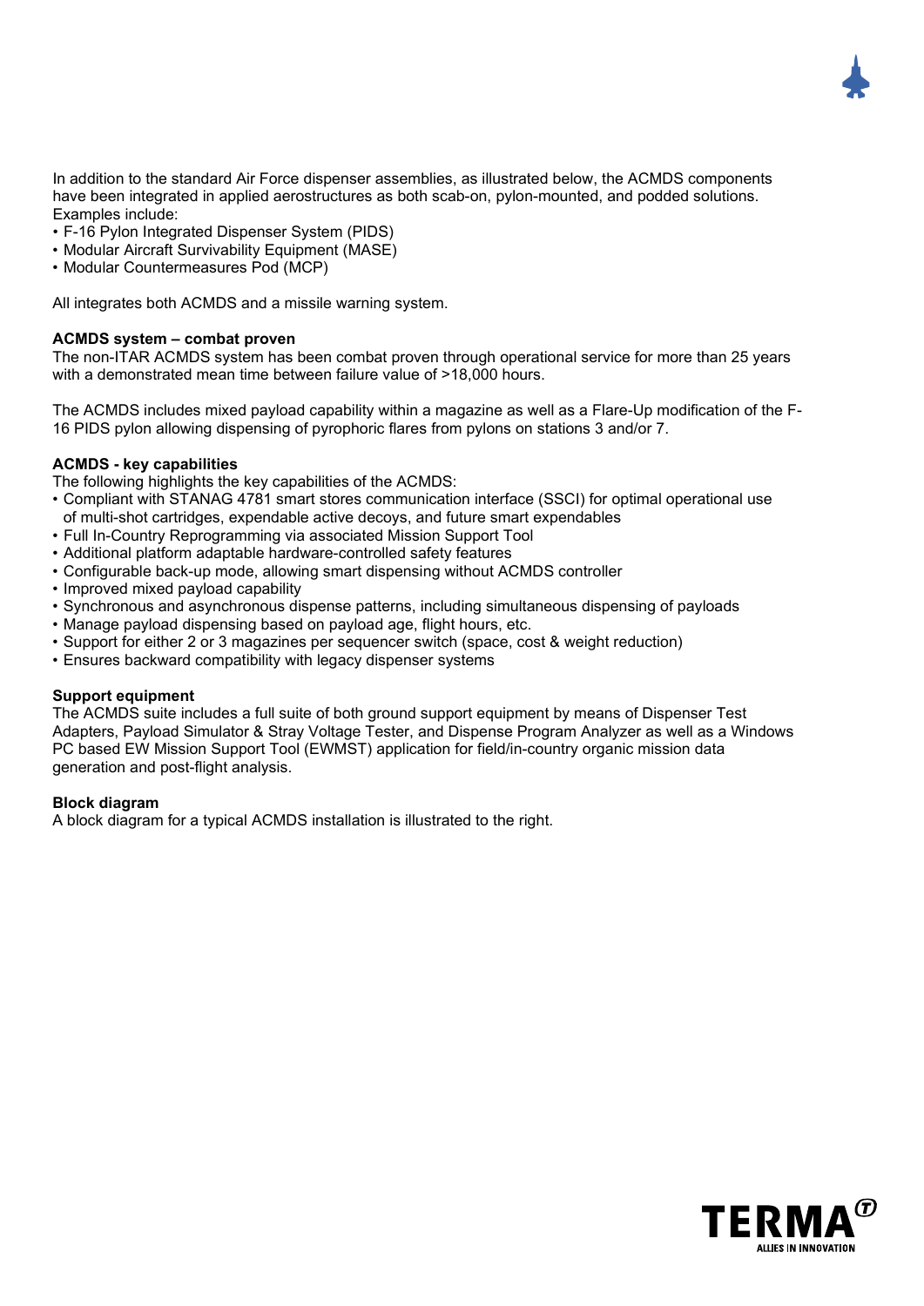In addition to the standard Air Force dispenser assemblies, as illustrated below, the ACMDS components have been integrated in applied aerostructures as both scab-on, pylon-mounted, and podded solutions. Examples include:

- F-16 Pylon Integrated Dispenser System (PIDS)
- Modular Aircraft Survivability Equipment (MASE)
- Modular Countermeasures Pod (MCP)

All integrates both ACMDS and a missile warning system.

**ACMDS system – combat proven**

The non-ITAR ACMDS system has been combat proven through operational service for more than 25 years with a demonstrated mean time between failure value of >18,000 hours.

The ACMDS includes mixed payload capability within a magazine as well as a Flare-Up modification of the F-16 PIDS pylon allowing dispensing of pyrophoric flares from pylons on stations 3 and/or 7.

**ACMDS - key capabilities**

The following highlights the key capabilities of the ACMDS:

- Compliant with STANAG 4781 smart stores communication interface (SSCI) for optimal operational use of multi-shot cartridges, expendable active decoys, and future smart expendables
- Full In-Country Reprogramming via associated Mission Support Tool
- Additional platform adaptable hardware-controlled safety features
- Configurable back-up mode, allowing smart dispensing without ACMDS controller
- Improved mixed payload capability
- Synchronous and asynchronous dispense patterns, including simultaneous dispensing of payloads
- Manage payload dispensing based on payload age, flight hours, etc.
- Support for either 2 or 3 magazines per sequencer switch (space, cost & weight reduction)
- Ensures backward compatibility with legacy dispenser systems

**Support equipment**

The ACMDS suite includes a full suite of both ground support equipment by means of Dispenser Test Adapters, Payload Simulator & Stray Voltage Tester, and Dispense Program Analyzer as well as a Windows PC based EW Mission Support Tool (EWMST) application for field/in-country organic mission data generation and post-flight analysis.

**Block diagram**

A block diagram for a typical ACMDS installation is illustrated to the right.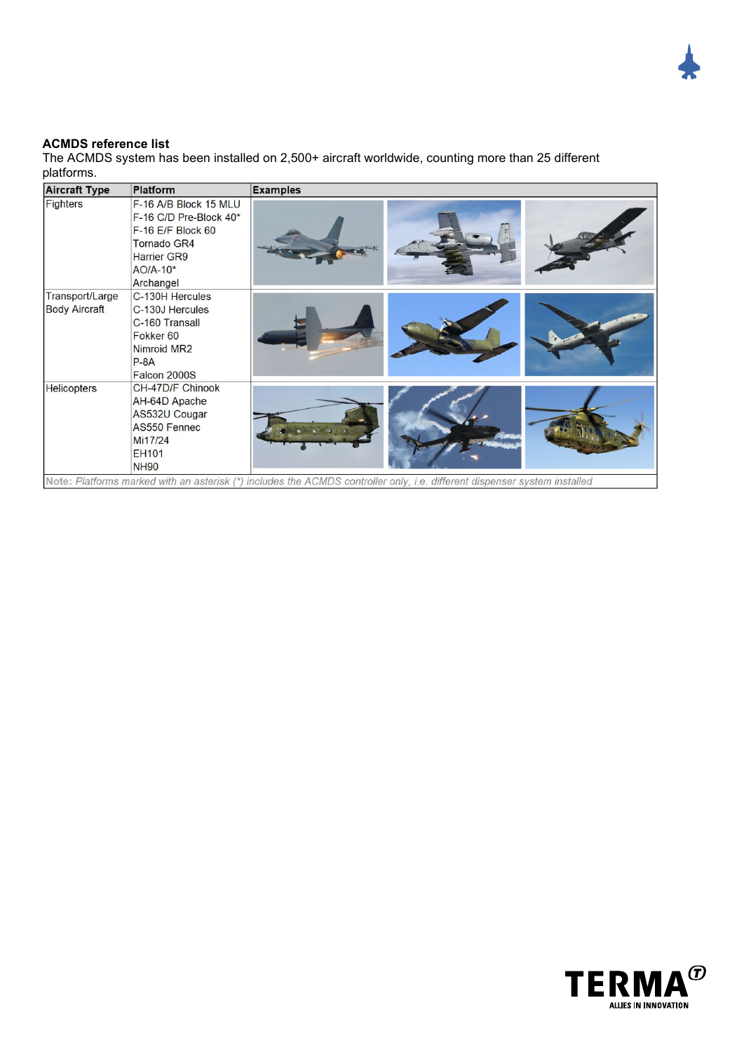**ACMDS reference list**

The ACMDS system has been installed on 2,500+ aircraft worldwide, counting more than 25 different platforms.

| Aircraft Type | Platform | Examples |
|---|---|---|
| Fighters | F-16 A/B Block 15 MLU<br>F-16 C/D Pre-Block 40*<br>F-16 E/F Block 60<br>Tornado GR4<br>Harrier GR9<br>AO/A-10*<br>Archangel | |
| Transport/Large Body Aircraft | C-130H Hercules<br>C-130J Hercules<br>C-160 Transall<br>Fokker 60<br>Nimroid MR2<br>P-8A<br>Falcon 2000S | |
| Helicopters | CH-47D/F Chinook<br>AH-64D Apache<br>AS532U Cougar<br>AS550 Fennec<br>Mi17/24<br>EH101<br>NH90 | |

**Note:** *Platforms marked with an asterisk (*) includes the ACMDS controller only, i.e. different dispenser system installed*